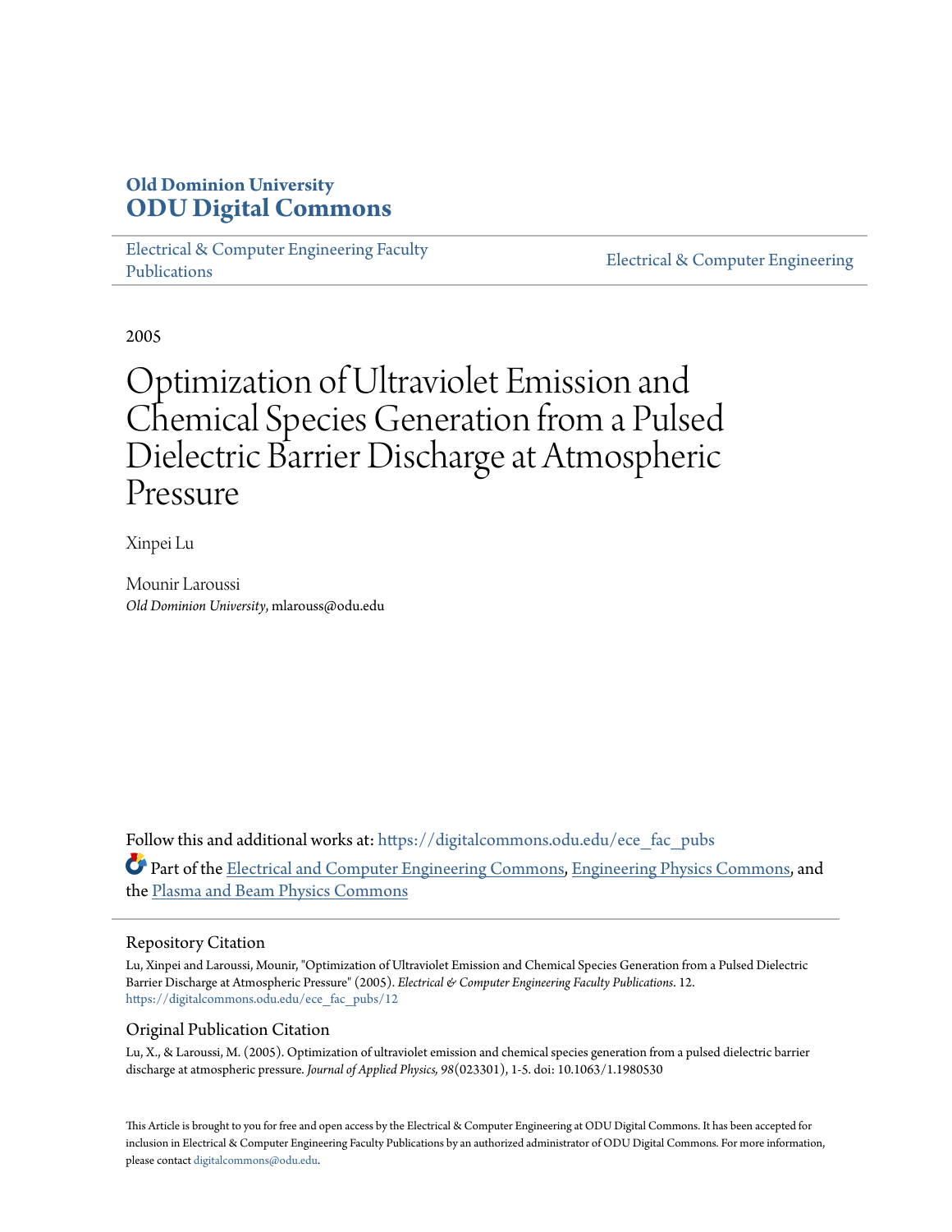**Old Dominion University**
**ODU Digital Commons**

Electrical & Computer Engineering Faculty Publications

Electrical & Computer Engineering

2005

# Optimization of Ultraviolet Emission and Chemical Species Generation from a Pulsed Dielectric Barrier Discharge at Atmospheric Pressure

Xinpei Lu

Mounir Laroussi
*Old Dominion University*, mlarouss@odu.edu

Follow this and additional works at: https://digitalcommons.odu.edu/ece_fac_pubs

Part of the Electrical and Computer Engineering Commons, Engineering Physics Commons, and the Plasma and Beam Physics Commons

## Repository Citation

Lu, Xinpei and Laroussi, Mounir, "Optimization of Ultraviolet Emission and Chemical Species Generation from a Pulsed Dielectric Barrier Discharge at Atmospheric Pressure" (2005). *Electrical & Computer Engineering Faculty Publications*. 12.
https://digitalcommons.odu.edu/ece_fac_pubs/12

## Original Publication Citation

Lu, X., & Laroussi, M. (2005). Optimization of ultraviolet emission and chemical species generation from a pulsed dielectric barrier discharge at atmospheric pressure. *Journal of Applied Physics, 98*(023301), 1-5. doi: 10.1063/1.1980530

This Article is brought to you for free and open access by the Electrical & Computer Engineering at ODU Digital Commons. It has been accepted for inclusion in Electrical & Computer Engineering Faculty Publications by an authorized administrator of ODU Digital Commons. For more information, please contact digitalcommons@odu.edu.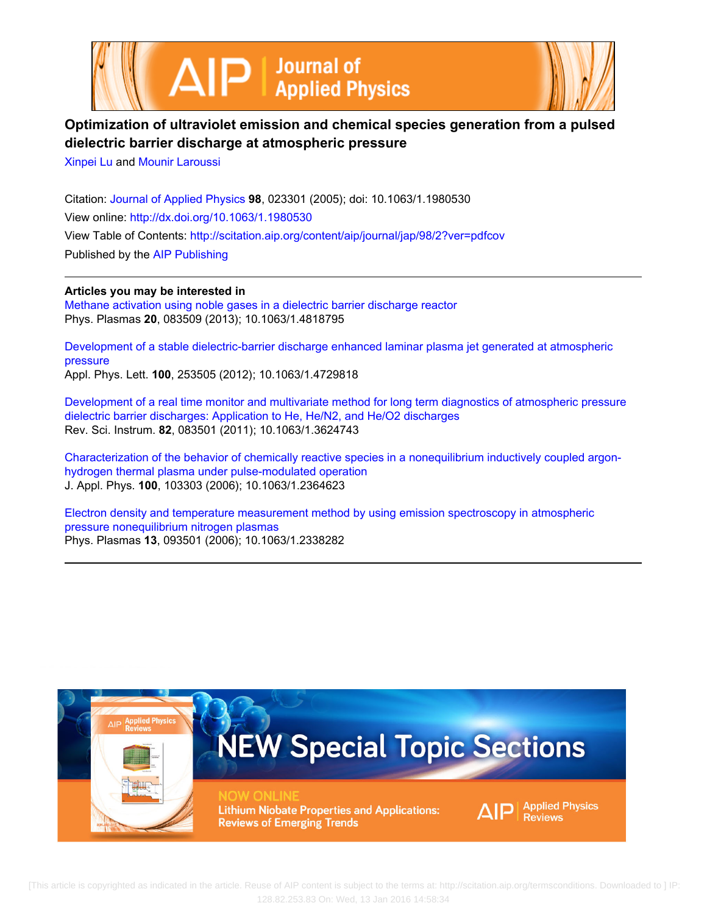# Optimization of ultraviolet emission and chemical species generation from a pulsed dielectric barrier discharge at atmospheric pressure

Xinpei Lu and Mounir Laroussi

Citation: Journal of Applied Physics **98**, 023301 (2005); doi: 10.1063/1.1980530

View online: http://dx.doi.org/10.1063/1.1980530

View Table of Contents: http://scitation.aip.org/content/aip/journal/jap/98/2?ver=pdfcov

Published by the AIP Publishing

## Articles you may be interested in

Methane activation using noble gases in a dielectric barrier discharge reactor
Phys. Plasmas **20**, 083509 (2013); 10.1063/1.4818795

Development of a stable dielectric-barrier discharge enhanced laminar plasma jet generated at atmospheric pressure
Appl. Phys. Lett. **100**, 253505 (2012); 10.1063/1.4729818

Development of a real time monitor and multivariate method for long term diagnostics of atmospheric pressure dielectric barrier discharges: Application to He, He/N2, and He/O2 discharges
Rev. Sci. Instrum. **82**, 083501 (2011); 10.1063/1.3624743

Characterization of the behavior of chemically reactive species in a nonequilibrium inductively coupled argon-hydrogen thermal plasma under pulse-modulated operation
J. Appl. Phys. **100**, 103303 (2006); 10.1063/1.2364623

Electron density and temperature measurement method by using emission spectroscopy in atmospheric pressure nonequilibrium nitrogen plasmas
Phys. Plasmas **13**, 093501 (2006); 10.1063/1.2338282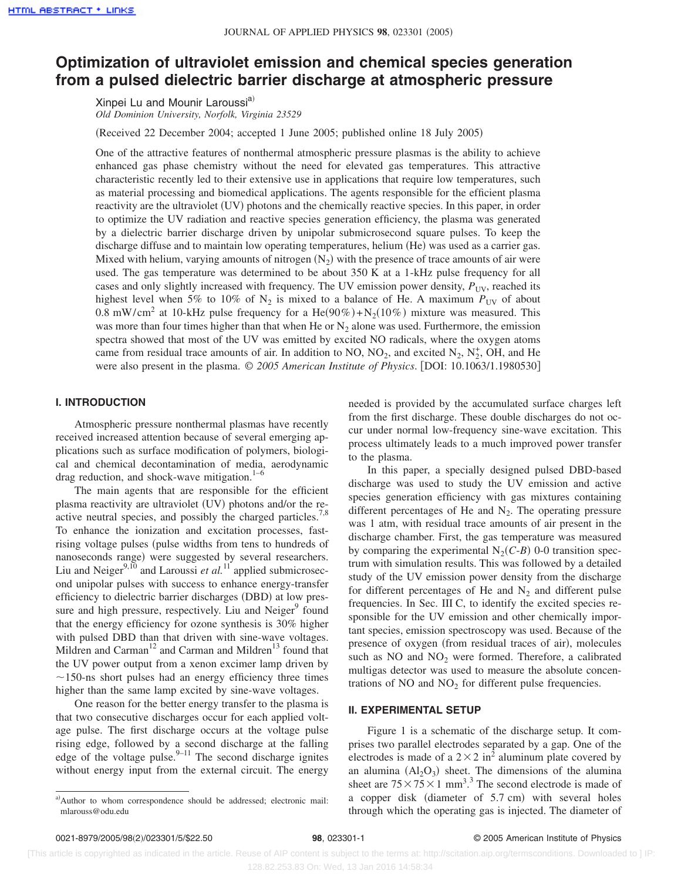# Optimization of ultraviolet emission and chemical species generation from a pulsed dielectric barrier discharge at atmospheric pressure

Xinpei Lu and Mounir Laroussi[a)]

*Old Dominion University, Norfolk, Virginia 23529*

(Received 22 December 2004; accepted 1 June 2005; published online 18 July 2005)

One of the attractive features of nonthermal atmospheric pressure plasmas is the ability to achieve enhanced gas phase chemistry without the need for elevated gas temperatures. This attractive characteristic recently led to their extensive use in applications that require low temperatures, such as material processing and biomedical applications. The agents responsible for the efficient plasma reactivity are the ultraviolet (UV) photons and the chemically reactive species. In this paper, in order to optimize the UV radiation and reactive species generation efficiency, the plasma was generated by a dielectric barrier discharge driven by unipolar submicrosecond square pulses. To keep the discharge diffuse and to maintain low operating temperatures, helium (He) was used as a carrier gas. Mixed with helium, varying amounts of nitrogen ($N_2$) with the presence of trace amounts of air were used. The gas temperature was determined to be about 350 K at a 1-kHz pulse frequency for all cases and only slightly increased with frequency. The UV emission power density, $P_{UV}$, reached its highest level when 5% to 10% of $N_2$ is mixed to a balance of He. A maximum $P_{UV}$ of about 0.8 mW/cm$^2$ at 10-kHz pulse frequency for a He(90%)+$N_2$(10%) mixture was measured. This was more than four times higher than that when He or $N_2$ alone was used. Furthermore, the emission spectra showed that most of the UV was emitted by excited NO radicals, where the oxygen atoms came from residual trace amounts of air. In addition to NO, $NO_2$, and excited $N_2$, $N_2^+$, OH, and He were also present in the plasma. © *2005 American Institute of Physics*. [DOI: 10.1063/1.1980530]

## I. INTRODUCTION

Atmospheric pressure nonthermal plasmas have recently received increased attention because of several emerging applications such as surface modification of polymers, biological and chemical decontamination of media, aerodynamic drag reduction, and shock-wave mitigation.[1–6]

The main agents that are responsible for the efficient plasma reactivity are ultraviolet (UV) photons and/or the reactive neutral species, and possibly the charged particles.[7,8] To enhance the ionization and excitation processes, fast-rising voltage pulses (pulse widths from tens to hundreds of nanoseconds range) were suggested by several researchers. Liu and Neiger[9,10] and Laroussi *et al.*[11] applied submicrosecond unipolar pulses with success to enhance energy-transfer efficiency to dielectric barrier discharges (DBD) at low pressure and high pressure, respectively. Liu and Neiger[9] found that the energy efficiency for ozone synthesis is 30% higher with pulsed DBD than that driven with sine-wave voltages. Mildren and Carman[12] and Carman and Mildren[13] found that the UV power output from a xenon excimer lamp driven by ~150-ns short pulses had an energy efficiency three times higher than the same lamp excited by sine-wave voltages.

One reason for the better energy transfer to the plasma is that two consecutive discharges occur for each applied voltage pulse. The first discharge occurs at the voltage pulse rising edge, followed by a second discharge at the falling edge of the voltage pulse.[9–11] The second discharge ignites without energy input from the external circuit. The energy needed is provided by the accumulated surface charges left from the first discharge. These double discharges do not occur under normal low-frequency sine-wave excitation. This process ultimately leads to a much improved power transfer to the plasma.

In this paper, a specially designed pulsed DBD-based discharge was used to study the UV emission and active species generation efficiency with gas mixtures containing different percentages of He and $N_2$. The operating pressure was 1 atm, with residual trace amounts of air present in the discharge chamber. First, the gas temperature was measured by comparing the experimental $N_2(C\text{-}B)$ 0-0 transition spectrum with simulation results. This was followed by a detailed study of the UV emission power density from the discharge for different percentages of He and $N_2$ and different pulse frequencies. In Sec. III C, to identify the excited species responsible for the UV emission and other chemically important species, emission spectroscopy was used. Because of the presence of oxygen (from residual traces of air), molecules such as NO and $NO_2$ were formed. Therefore, a calibrated multigas detector was used to measure the absolute concentrations of NO and $NO_2$ for different pulse frequencies.

## II. EXPERIMENTAL SETUP

Figure 1 is a schematic of the discharge setup. It comprises two parallel electrodes separated by a gap. One of the electrodes is made of a 2×2 in$^2$ aluminum plate covered by an alumina ($Al_2O_3$) sheet. The dimensions of the alumina sheet are 75×75×1 mm$^3$.[3] The second electrode is made of a copper disk (diameter of 5.7 cm) with several holes through which the operating gas is injected. The diameter of

[a)]Author to whom correspondence should be addressed; electronic mail: mlarouss@odu.edu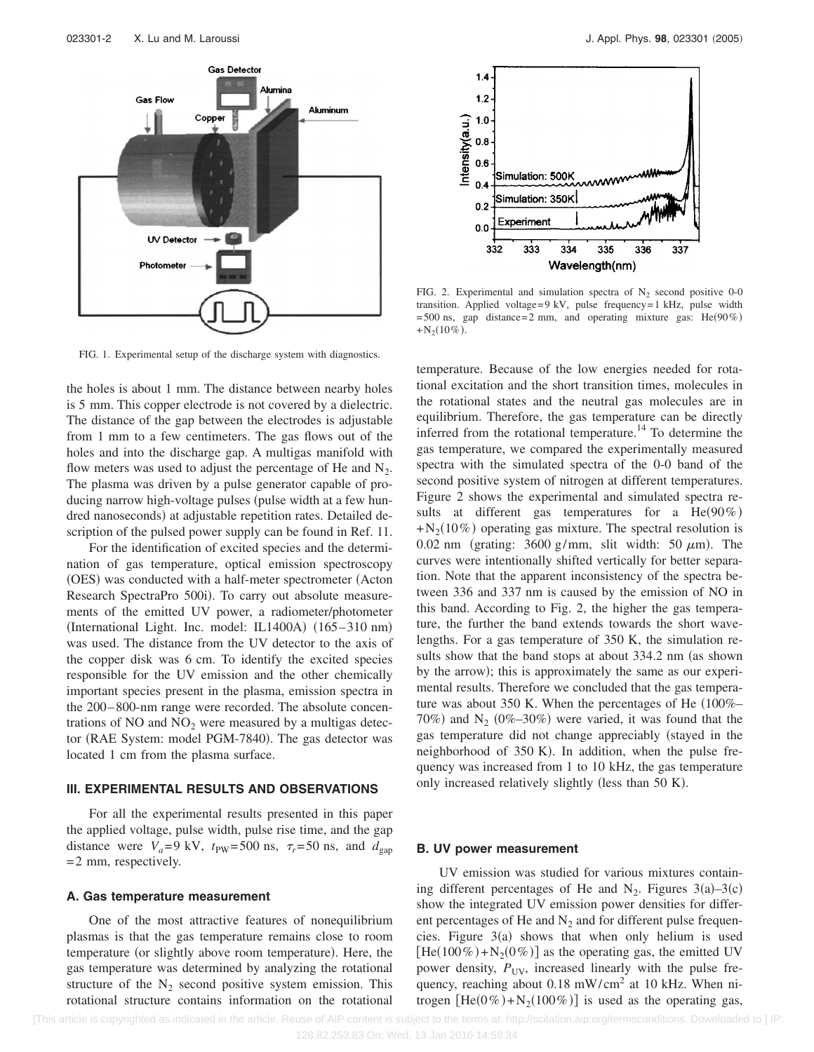FIG. 1. Experimental setup of the discharge system with diagnostics.

the holes is about 1 mm. The distance between nearby holes is 5 mm. This copper electrode is not covered by a dielectric. The distance of the gap between the electrodes is adjustable from 1 mm to a few centimeters. The gas flows out of the holes and into the discharge gap. A multigas manifold with flow meters was used to adjust the percentage of He and $N_2$. The plasma was driven by a pulse generator capable of producing narrow high-voltage pulses (pulse width at a few hundred nanoseconds) at adjustable repetition rates. Detailed description of the pulsed power supply can be found in Ref. 11.

For the identification of excited species and the determination of gas temperature, optical emission spectroscopy (OES) was conducted with a half-meter spectrometer (Acton Research SpectraPro 500i). To carry out absolute measurements of the emitted UV power, a radiometer/photometer (International Light. Inc. model: IL1400A) (165–310 nm) was used. The distance from the UV detector to the axis of the copper disk was 6 cm. To identify the excited species responsible for the UV emission and the other chemically important species present in the plasma, emission spectra in the 200–800-nm range were recorded. The absolute concentrations of NO and $NO_2$ were measured by a multigas detector (RAE System: model PGM-7840). The gas detector was located 1 cm from the plasma surface.

## III. EXPERIMENTAL RESULTS AND OBSERVATIONS

For all the experimental results presented in this paper the applied voltage, pulse width, pulse rise time, and the gap distance were $V_a = 9$ kV, $t_{PW} = 500$ ns, $\tau_r = 50$ ns, and $d_{gap} = 2$ mm, respectively.

### A. Gas temperature measurement

One of the most attractive features of nonequilibrium plasmas is that the gas temperature remains close to room temperature (or slightly above room temperature). Here, the gas temperature was determined by analyzing the rotational structure of the $N_2$ second positive system emission. This rotational structure contains information on the rotational temperature. Because of the low energies needed for rotational excitation and the short transition times, molecules in the rotational states and the neutral gas molecules are in equilibrium. Therefore, the gas temperature can be directly inferred from the rotational temperature.[14] To determine the gas temperature, we compared the experimentally measured spectra with the simulated spectra of the 0-0 band of the second positive system of nitrogen at different temperatures. Figure 2 shows the experimental and simulated spectra results at different gas temperatures for a He(90%) + $N_2$(10%) operating gas mixture. The spectral resolution is 0.02 nm (grating: 3600 g/mm, slit width: 50 $\mu$m). The curves were intentionally shifted vertically for better separation. Note that the apparent inconsistency of the spectra between 336 and 337 nm is caused by the emission of NO in this band. According to Fig. 2, the higher the gas temperature, the further the band extends towards the short wavelengths. For a gas temperature of 350 K, the simulation results show that the band stops at about 334.2 nm (as shown by the arrow); this is approximately the same as our experimental results. Therefore we concluded that the gas temperature was about 350 K. When the percentages of He (100%–70%) and $N_2$ (0%–30%) were varied, it was found that the gas temperature did not change appreciably (stayed in the neighborhood of 350 K). In addition, when the pulse frequency was increased from 1 to 10 kHz, the gas temperature only increased relatively slightly (less than 50 K).

FIG. 2. Experimental and simulation spectra of $N_2$ second positive 0-0 transition. Applied voltage=9 kV, pulse frequency=1 kHz, pulse width =500 ns, gap distance=2 mm, and operating mixture gas: He(90%) + $N_2$(10%).

### B. UV power measurement

UV emission was studied for various mixtures containing different percentages of He and $N_2$. Figures 3(a)–3(c) show the integrated UV emission power densities for different percentages of He and $N_2$ and for different pulse frequencies. Figure 3(a) shows that when only helium is used [He(100%) + $N_2$(0%)] as the operating gas, the emitted UV power density, $P_{UV}$, increased linearly with the pulse frequency, reaching about 0.18 mW/cm$^2$ at 10 kHz. When nitrogen [He(0%) + $N_2$(100%)] is used as the operating gas,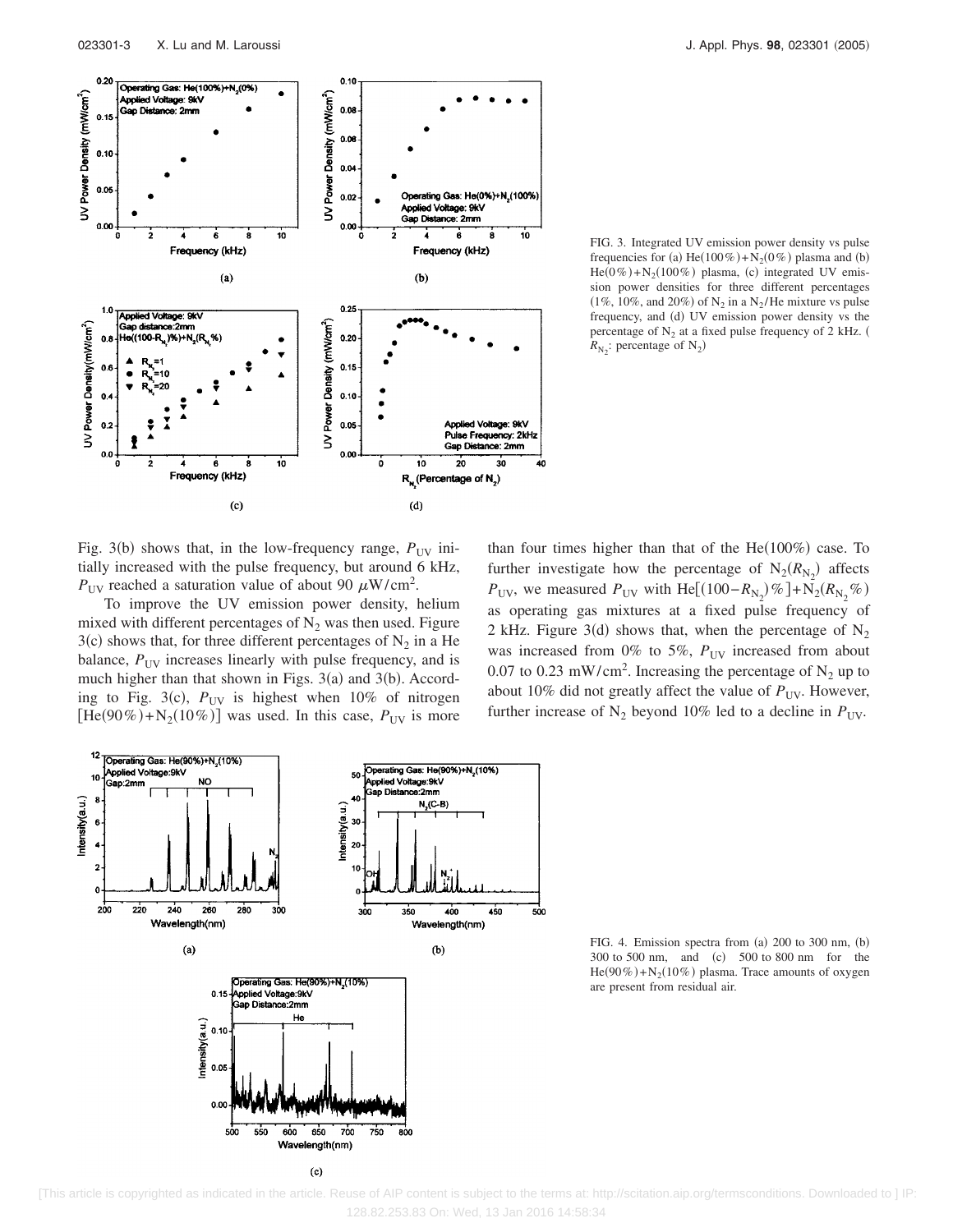FIG. 3. Integrated UV emission power density vs pulse frequencies for (a) $He(100\%)+N_2(0\%)$ plasma and (b) $He(0\%)+N_2(100\%)$ plasma, (c) integrated UV emission power densities for three different percentages (1%, 10%, and 20%) of $N_2$ in a $N_2$/He mixture vs pulse frequency, and (d) UV emission power density vs the percentage of $N_2$ at a fixed pulse frequency of 2 kHz. ($R_{N_2}$: percentage of $N_2$)

Fig. 3(b) shows that, in the low-frequency range, $P_{UV}$ initially increased with the pulse frequency, but around 6 kHz, $P_{UV}$ reached a saturation value of about 90 $\mu W/cm^2$.

To improve the UV emission power density, helium mixed with different percentages of $N_2$ was then used. Figure 3(c) shows that, for three different percentages of $N_2$ in a He balance, $P_{UV}$ increases linearly with pulse frequency, and is much higher than that shown in Figs. 3(a) and 3(b). According to Fig. 3(c), $P_{UV}$ is highest when 10% of nitrogen [$He(90\%)+N_2(10\%)$] was used. In this case, $P_{UV}$ is more than four times higher than that of the He(100%) case. To further investigate how the percentage of $N_2(R_{N_2})$ affects $P_{UV}$, we measured $P_{UV}$ with $He[(100-R_{N_2})\%]+N_2(R_{N_2}\%)$ as operating gas mixtures at a fixed pulse frequency of 2 kHz. Figure 3(d) shows that, when the percentage of $N_2$ was increased from 0% to 5%, $P_{UV}$ increased from about 0.07 to 0.23 $mW/cm^2$. Increasing the percentage of $N_2$ up to about 10% did not greatly affect the value of $P_{UV}$. However, further increase of $N_2$ beyond 10% led to a decline in $P_{UV}$.

FIG. 4. Emission spectra from (a) 200 to 300 nm, (b) 300 to 500 nm, and (c) 500 to 800 nm for the $He(90\%)+N_2(10\%)$ plasma. Trace amounts of oxygen are present from residual air.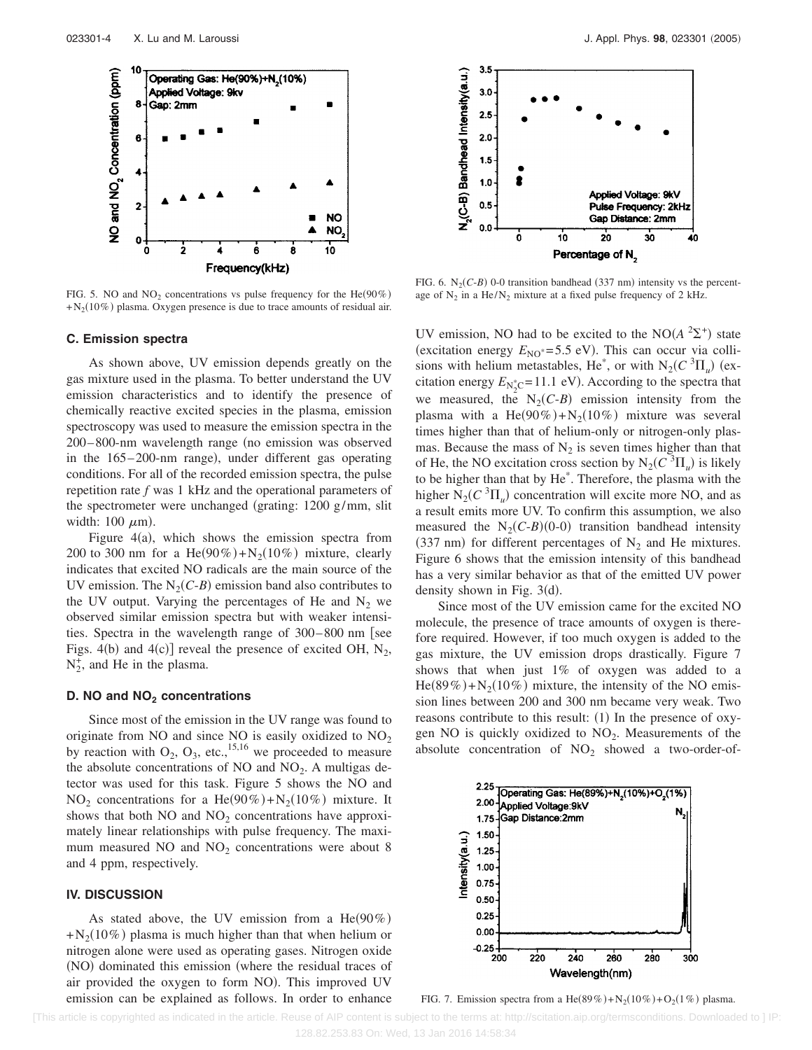FIG. 5. NO and $NO_2$ concentrations vs pulse frequency for the He(90%)+$N_2$(10%) plasma. Oxygen presence is due to trace amounts of residual air.

FIG. 6. $N_2$(*C-B*) 0-0 transition bandhead (337 nm) intensity vs the percentage of $N_2$ in a He/$N_2$ mixture at a fixed pulse frequency of 2 kHz.

### C. Emission spectra

As shown above, UV emission depends greatly on the gas mixture used in the plasma. To better understand the UV emission characteristics and to identify the presence of chemically reactive excited species in the plasma, emission spectroscopy was used to measure the emission spectra in the 200–800-nm wavelength range (no emission was observed in the 165–200-nm range), under different gas operating conditions. For all of the recorded emission spectra, the pulse repetition rate $f$ was 1 kHz and the operational parameters of the spectrometer were unchanged (grating: 1200 g/mm, slit width: 100 $\mu$m).

Figure 4(a), which shows the emission spectra from 200 to 300 nm for a He(90%)+$N_2$(10%) mixture, clearly indicates that excited NO radicals are the main source of the UV emission. The $N_2$(*C-B*) emission band also contributes to the UV output. Varying the percentages of He and $N_2$ we observed similar emission spectra but with weaker intensities. Spectra in the wavelength range of 300–800 nm [see Figs. 4(b) and 4(c)] reveal the presence of excited OH, $N_2$, $N_2^+$, and He in the plasma.

### D. NO and $NO_2$ concentrations

Since most of the emission in the UV range was found to originate from NO and since NO is easily oxidized to $NO_2$ by reaction with $O_2$, $O_3$, etc.,[15,16] we proceeded to measure the absolute concentrations of NO and $NO_2$. A multigas detector was used for this task. Figure 5 shows the NO and $NO_2$ concentrations for a He(90%)+$N_2$(10%) mixture. It shows that both NO and $NO_2$ concentrations have approximately linear relationships with pulse frequency. The maximum measured NO and $NO_2$ concentrations were about 8 and 4 ppm, respectively.

## IV. DISCUSSION

As stated above, the UV emission from a He(90%)+$N_2$(10%) plasma is much higher than that when helium or nitrogen alone were used as operating gases. Nitrogen oxide (NO) dominated this emission (where the residual traces of air provided the oxygen to form NO). This improved UV emission can be explained as follows. In order to enhance UV emission, NO had to be excited to the NO($A\,^2\Sigma^+$) state (excitation energy $E_{NO^*}$=5.5 eV). This can occur via collisions with helium metastables, He$^*$, or with $N_2(C\,^3\Pi_u)$ (excitation energy $E_{N_2^*C}$=11.1 eV). According to the spectra that we measured, the $N_2$(*C-B*) emission intensity from the plasma with a He(90%)+$N_2$(10%) mixture was several times higher than that of helium-only or nitrogen-only plasmas. Because the mass of $N_2$ is seven times higher than that of He, the NO excitation cross section by $N_2(C\,^3\Pi_u)$ is likely to be higher than that by He$^*$. Therefore, the plasma with the higher $N_2(C\,^3\Pi_u)$ concentration will excite more NO, and as a result emits more UV. To confirm this assumption, we also measured the $N_2$(*C-B*)(0-0) transition bandhead intensity (337 nm) for different percentages of $N_2$ and He mixtures. Figure 6 shows that the emission intensity of this bandhead has a very similar behavior as that of the emitted UV power density shown in Fig. 3(d).

Since most of the UV emission came for the excited NO molecule, the presence of trace amounts of oxygen is therefore required. However, if too much oxygen is added to the gas mixture, the UV emission drops drastically. Figure 7 shows that when just 1% of oxygen was added to a He(89%)+$N_2$(10%) mixture, the intensity of the NO emission lines between 200 and 300 nm became very weak. Two reasons contribute to this result: (1) In the presence of oxygen NO is quickly oxidized to $NO_2$. Measurements of the absolute concentration of $NO_2$ showed a two-order-of-

FIG. 7. Emission spectra from a He(89%)+$N_2$(10%)+$O_2$(1%) plasma.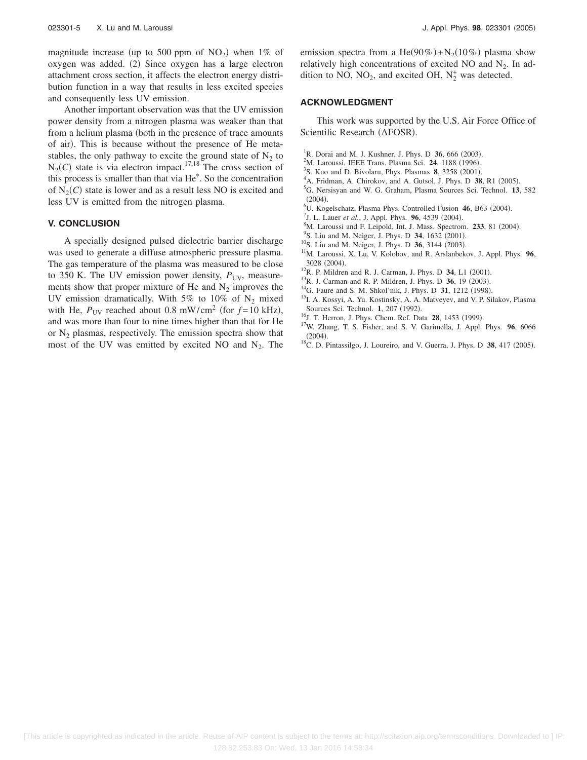magnitude increase (up to 500 ppm of $NO_2$) when 1% of oxygen was added. (2) Since oxygen has a large electron attachment cross section, it affects the electron energy distribution function in a way that results in less excited species and consequently less UV emission.

Another important observation was that the UV emission power density from a nitrogen plasma was weaker than that from a helium plasma (both in the presence of trace amounts of air). This is because without the presence of He metastables, the only pathway to excite the ground state of $N_2$ to $N_2(C)$ state is via electron impact.[17,18] The cross section of this process is smaller than that via $He^*$. So the concentration of $N_2(C)$ state is lower and as a result less NO is excited and less UV is emitted from the nitrogen plasma.

## V. CONCLUSION

A specially designed pulsed dielectric barrier discharge was used to generate a diffuse atmospheric pressure plasma. The gas temperature of the plasma was measured to be close to 350 K. The UV emission power density, $P_{UV}$, measurements show that proper mixture of He and $N_2$ improves the UV emission dramatically. With 5% to 10% of $N_2$ mixed with He, $P_{UV}$ reached about 0.8 $mW/cm^2$ (for $f = 10$ kHz), and was more than four to nine times higher than that for He or $N_2$ plasmas, respectively. The emission spectra show that most of the UV was emitted by excited NO and $N_2$. The emission spectra from a He(90%)+$N_2$(10%) plasma show relatively high concentrations of excited NO and $N_2$. In addition to NO, $NO_2$, and excited OH, $N_2^+$ was detected.

## ACKNOWLEDGMENT

This work was supported by the U.S. Air Force Office of Scientific Research (AFOSR).

[1] R. Dorai and M. J. Kushner, J. Phys. D **36**, 666 (2003).
[2] M. Laroussi, IEEE Trans. Plasma Sci. **24**, 1188 (1996).
[3] S. Kuo and D. Bivolaru, Phys. Plasmas **8**, 3258 (2001).
[4] A. Fridman, A. Chirokov, and A. Gutsol, J. Phys. D **38**, R1 (2005).
[5] G. Nersisyan and W. G. Graham, Plasma Sources Sci. Technol. **13**, 582 (2004).
[6] U. Kogelschatz, Plasma Phys. Controlled Fusion **46**, B63 (2004).
[7] J. L. Lauer *et al.*, J. Appl. Phys. **96**, 4539 (2004).
[8] M. Laroussi and F. Leipold, Int. J. Mass. Spectrom. **233**, 81 (2004).
[9] S. Liu and M. Neiger, J. Phys. D **34**, 1632 (2001).
[10] S. Liu and M. Neiger, J. Phys. D **36**, 3144 (2003).
[11] M. Laroussi, X. Lu, V. Kolobov, and R. Arslanbekov, J. Appl. Phys. **96**, 3028 (2004).
[12] R. P. Mildren and R. J. Carman, J. Phys. D **34**, L1 (2001).
[13] R. J. Carman and R. P. Mildren, J. Phys. D **36**, 19 (2003).
[14] G. Faure and S. M. Shkol'nik, J. Phys. D **31**, 1212 (1998).
[15] I. A. Kossyi, A. Yu. Kostinsky, A. A. Matveyev, and V. P. Silakov, Plasma Sources Sci. Technol. **1**, 207 (1992).
[16] J. T. Herron, J. Phys. Chem. Ref. Data **28**, 1453 (1999).
[17] W. Zhang, T. S. Fisher, and S. V. Garimella, J. Appl. Phys. **96**, 6066 (2004).
[18] C. D. Pintassilgo, J. Loureiro, and V. Guerra, J. Phys. D **38**, 417 (2005).